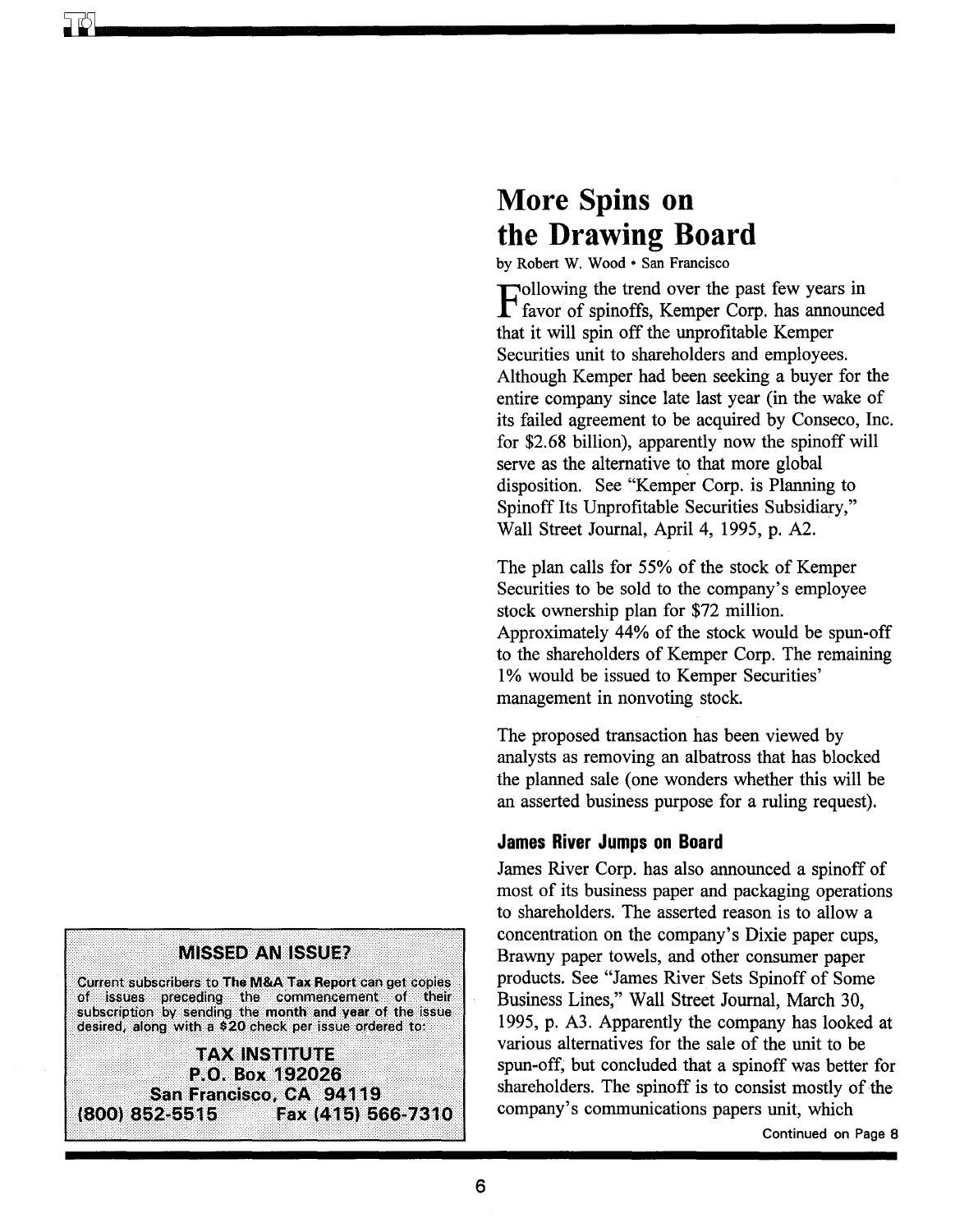# More Spins on the Drawing Board

by Robert W. Wood • San Francisco

Following the trend over the past few years in favor of spinoffs, Kemper Corp. has announced that it will spin off the unprofitable Kemper Securities unit to shareholders and employees. Although Kemper had been seeking a buyer for the entire company since late last year (in the wake of its failed agreement to be acquired by Conseco, Inc. for $2.68 billion), apparently now the spinoff will serve as the alternative to that more global disposition. See "Kemper Corp. is Planning to Spinoff Its Unprofitable Securities Subsidiary," Wall Street Journal, April 4, 1995, p. A2.

The plan calls for 55% of the stock of Kemper Securities to be sold to the company's employee stock ownership plan for $72 million. Approximately 44% of the stock would be spun-off to the shareholders of Kemper Corp. The remaining 1% would be issued to Kemper Securities' management in nonvoting stock.

The proposed transaction has been viewed by analysts as removing an albatross that has blocked the planned sale (one wonders whether this will be an asserted business purpose for a ruling request).

### James River Jumps on Board

James River Corp. has also announced a spinoff of most of its business paper and packaging operations to shareholders. The asserted reason is to allow a concentration on the company's Dixie paper cups, Brawny paper towels, and other consumer paper products. See "James River Sets Spinoff of Some Business Lines," Wall Street Journal, March 30, 1995, p. A3. Apparently the company has looked at various alternatives for the sale of the unit to be spun-off, but concluded that a spinoff was better for shareholders. The spinoff is to consist mostly of the company's communications papers unit, which

Continued on Page 8

**MISSED AN ISSUE?**

Current subscribers to **The M&A Tax Report** can get copies of issues preceding the commencement of their subscription by sending the month and year of the issue desired, along with a $20 check per issue ordered to:

**TAX INSTITUTE**
**P.O. Box 192026**
**San Francisco, CA 94119**
**(800) 852-5515 Fax (415) 566-7310**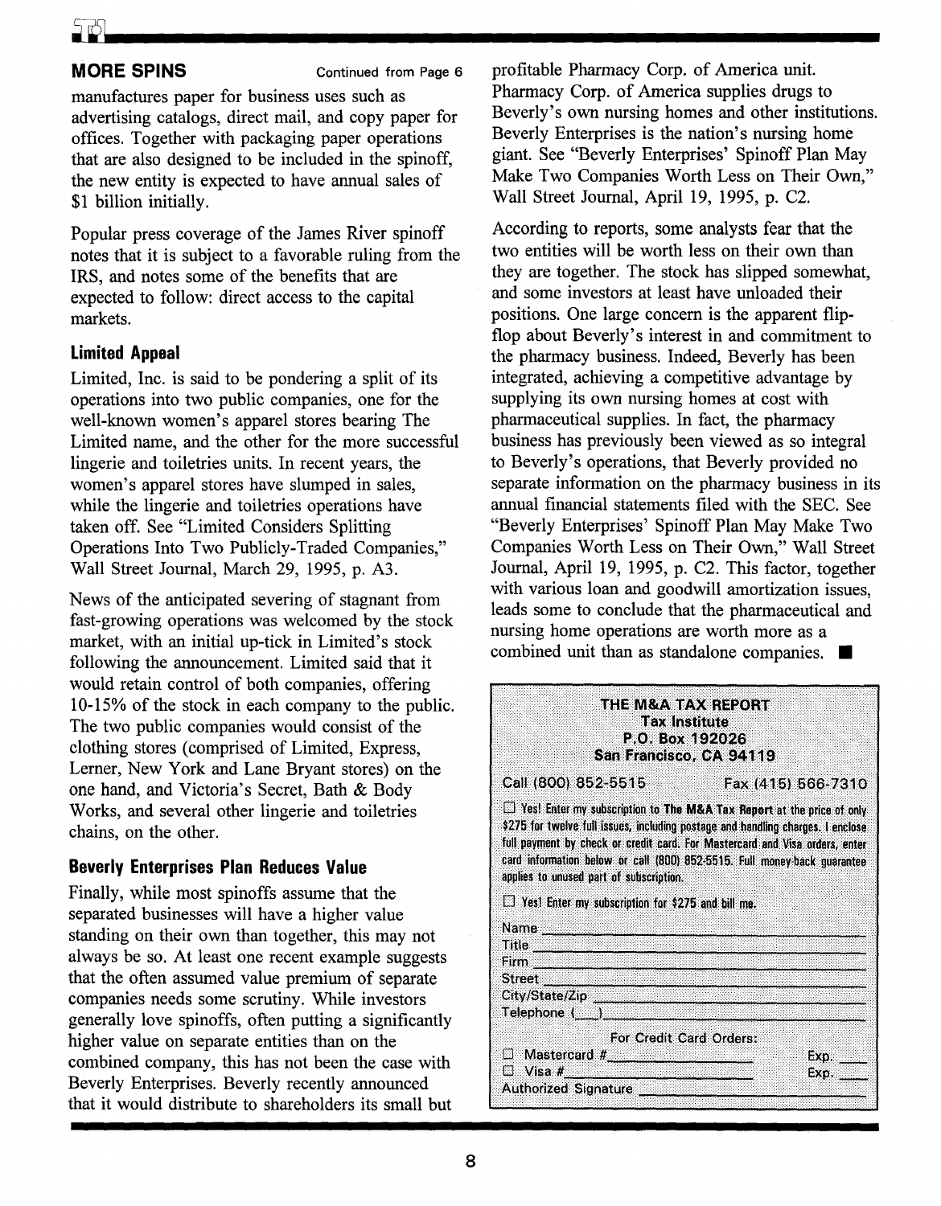## MORE SPINS

Continued from Page 6

manufactures paper for business uses such as advertising catalogs, direct mail, and copy paper for offices. Together with packaging paper operations that are also designed to be included in the spinoff, the new entity is expected to have annual sales of $1 billion initially.

Popular press coverage of the James River spinoff notes that it is subject to a favorable ruling from the IRS, and notes some of the benefits that are expected to follow: direct access to the capital markets.

### Limited Appeal

Limited, Inc. is said to be pondering a split of its operations into two public companies, one for the well-known women's apparel stores bearing The Limited name, and the other for the more successful lingerie and toiletries units. In recent years, the women's apparel stores have slumped in sales, while the lingerie and toiletries operations have taken off. See "Limited Considers Splitting Operations Into Two Publicly-Traded Companies," Wall Street Journal, March 29, 1995, p. A3.

News of the anticipated severing of stagnant from fast-growing operations was welcomed by the stock market, with an initial up-tick in Limited's stock following the announcement. Limited said that it would retain control of both companies, offering 10-15% of the stock in each company to the public. The two public companies would consist of the clothing stores (comprised of Limited, Express, Lerner, New York and Lane Bryant stores) on the one hand, and Victoria's Secret, Bath & Body Works, and several other lingerie and toiletries chains, on the other.

### Beverly Enterprises Plan Reduces Value

Finally, while most spinoffs assume that the separated businesses will have a higher value standing on their own than together, this may not always be so. At least one recent example suggests that the often assumed value premium of separate companies needs some scrutiny. While investors generally love spinoffs, often putting a significantly higher value on separate entities than on the combined company, this has not been the case with Beverly Enterprises. Beverly recently announced that it would distribute to shareholders its small but profitable Pharmacy Corp. of America unit. Pharmacy Corp. of America supplies drugs to Beverly's own nursing homes and other institutions. Beverly Enterprises is the nation's nursing home giant. See "Beverly Enterprises' Spinoff Plan May Make Two Companies Worth Less on Their Own," Wall Street Journal, April 19, 1995, p. C2.

According to reports, some analysts fear that the two entities will be worth less on their own than they are together. The stock has slipped somewhat, and some investors at least have unloaded their positions. One large concern is the apparent flip-flop about Beverly's interest in and commitment to the pharmacy business. Indeed, Beverly has been integrated, achieving a competitive advantage by supplying its own nursing homes at cost with pharmaceutical supplies. In fact, the pharmacy business has previously been viewed as so integral to Beverly's operations, that Beverly provided no separate information on the pharmacy business in its annual financial statements filed with the SEC. See "Beverly Enterprises' Spinoff Plan May Make Two Companies Worth Less on Their Own," Wall Street Journal, April 19, 1995, p. C2. This factor, together with various loan and goodwill amortization issues, leads some to conclude that the pharmaceutical and nursing home operations are worth more as a combined unit than as standalone companies. ■

---

**THE M&A TAX REPORT**
**Tax Institute**
**P.O. Box 192026**
**San Francisco, CA 94119**

Call (800) 852-5515 Fax (415) 566-7310

☐ Yes! Enter my subscription to **The M&A Tax Report** at the price of only $275 for twelve full issues, including postage and handling charges. I enclose full payment by check or credit card. For Mastercard and Visa orders, enter card information below or call (800) 852-5515. Full money-back guarantee applies to unused part of subscription.

☐ Yes! Enter my subscription for $275 and bill me.

Name ______________________
Title ______________________
Firm ______________________
Street ______________________
City/State/Zip ______________________
Telephone (___)______________________

For Credit Card Orders:

☐ Mastercard #______________________ Exp. ___
☐ Visa #______________________ Exp. ___
Authorized Signature ______________________